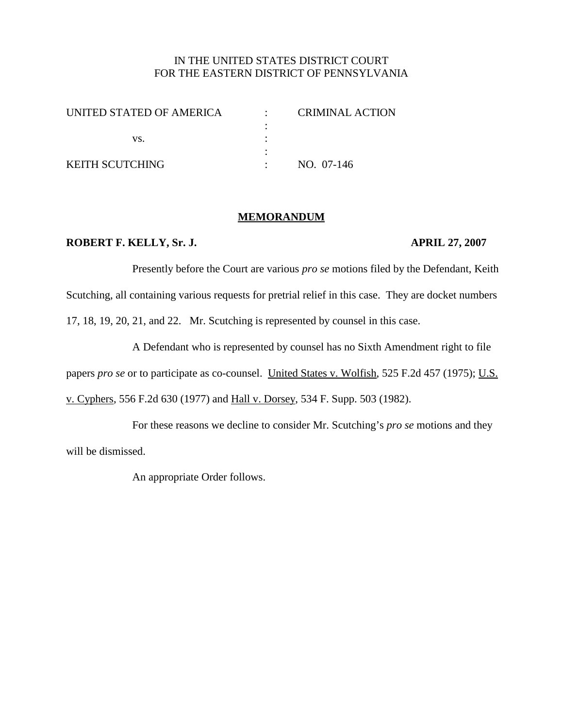IN THE UNITED STATES DISTRICT COURT
FOR THE EASTERN DISTRICT OF PENNSYLVANIA

| | | |
|---|---|---|
| UNITED STATED OF AMERICA | : | CRIMINAL ACTION |
| | : | |
| vs. | : | |
| | : | |
| KEITH SCUTCHING | : | NO. 07-146 |

## MEMORANDUM

**ROBERT F. KELLY, Sr. J.** **APRIL 27, 2007**

Presently before the Court are various *pro se* motions filed by the Defendant, Keith Scutching, all containing various requests for pretrial relief in this case. They are docket numbers 17, 18, 19, 20, 21, and 22. Mr. Scutching is represented by counsel in this case.

A Defendant who is represented by counsel has no Sixth Amendment right to file papers *pro se* or to participate as co-counsel. United States v. Wolfish, 525 F.2d 457 (1975); U.S. v. Cyphers, 556 F.2d 630 (1977) and Hall v. Dorsey, 534 F. Supp. 503 (1982).

For these reasons we decline to consider Mr. Scutching's *pro se* motions and they will be dismissed.

An appropriate Order follows.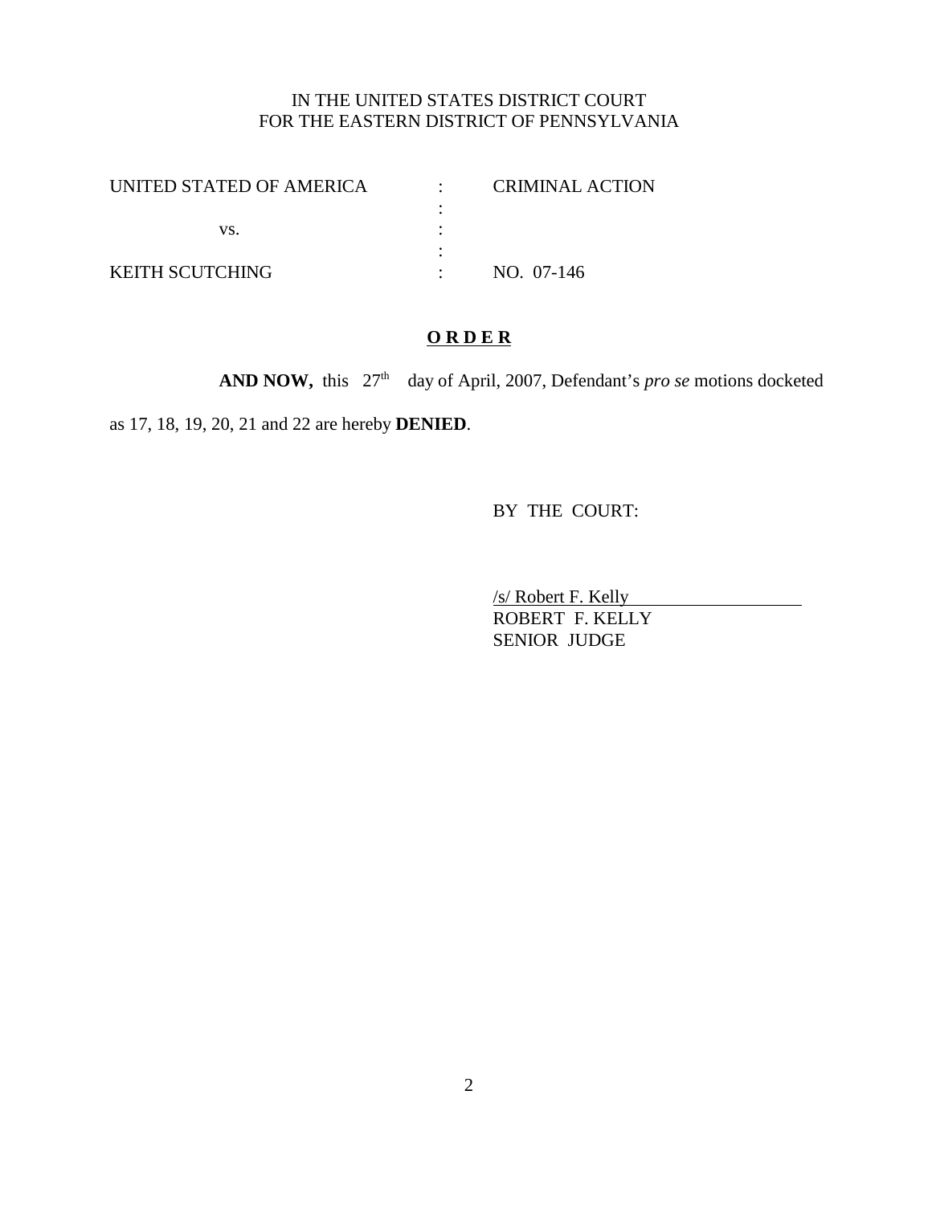IN THE UNITED STATES DISTRICT COURT
FOR THE EASTERN DISTRICT OF PENNSYLVANIA

| | | |
|---|---|---|
| UNITED STATED OF AMERICA | : | CRIMINAL ACTION |
| | : | |
| vs. | : | |
| | : | |
| KEITH SCUTCHING | : | NO. 07-146 |

## **O R D E R**

**AND NOW,** this 27th day of April, 2007, Defendant's *pro se* motions docketed as 17, 18, 19, 20, 21 and 22 are hereby **DENIED**.

BY THE COURT:

/s/ Robert F. Kelly
ROBERT F. KELLY
SENIOR JUDGE